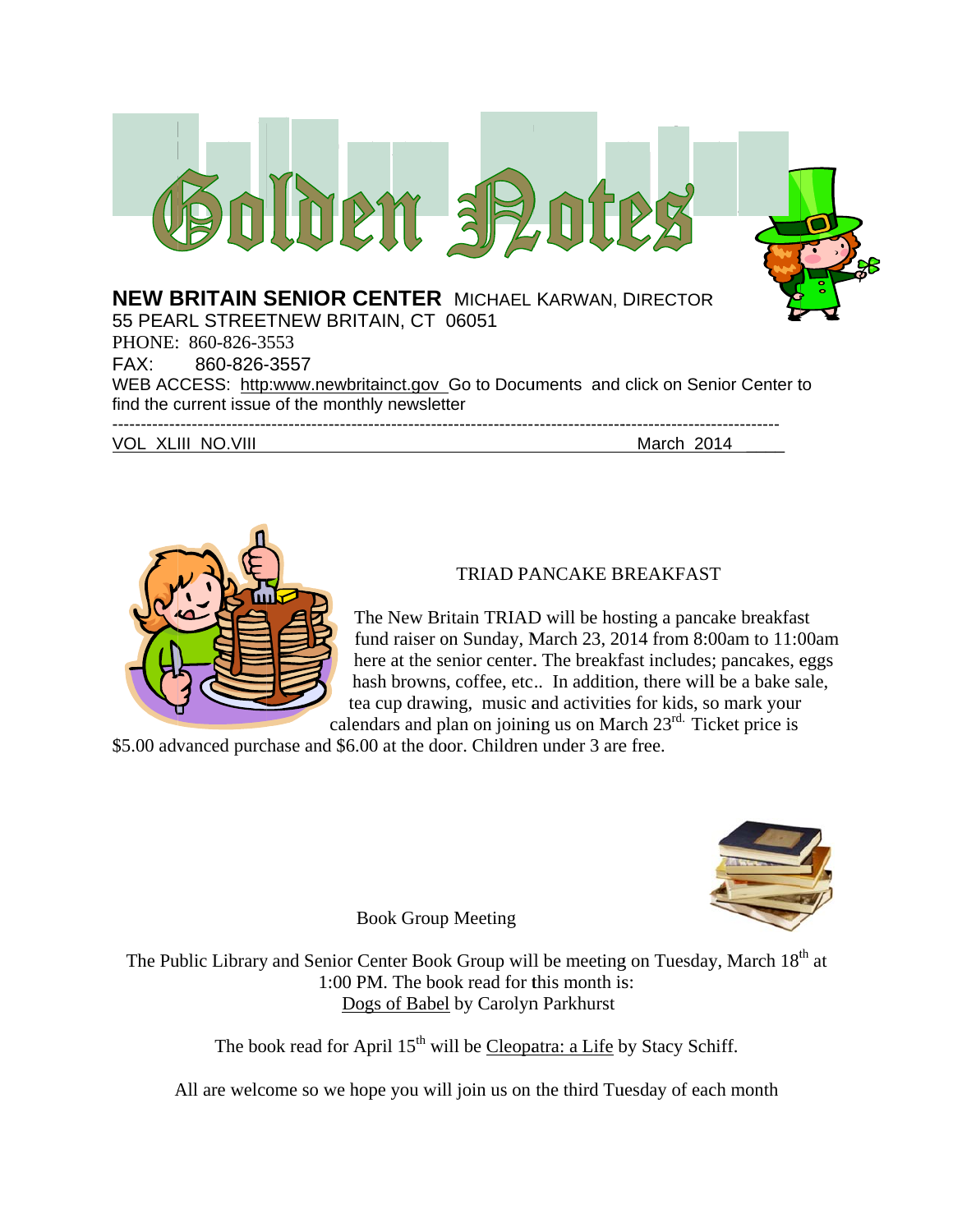# Golden Notes

**NEW BRITAIN SENIOR CENTER** MICHAEL KARWAN, DIRECTOR
55 PEARL STREETNEW BRITAIN, CT 06051
PHONE: 860-826-3553
FAX: 860-826-3557
WEB ACCESS: http:www.newbritainct.gov Go to Documents and click on Senior Center to find the current issue of the monthly newsletter

VOL XLIII NO.VIII March 2014

---

## TRIAD PANCAKE BREAKFAST

The New Britain TRIAD will be hosting a pancake breakfast fund raiser on Sunday, March 23, 2014 from 8:00am to 11:00am here at the senior center. The breakfast includes; pancakes, eggs hash browns, coffee, etc.. In addition, there will be a bake sale, tea cup drawing, music and activities for kids, so mark your calendars and plan on joining us on March 23rd. Ticket price is $5.00 advanced purchase and $6.00 at the door. Children under 3 are free.

## Book Group Meeting

The Public Library and Senior Center Book Group will be meeting on Tuesday, March 18th at 1:00 PM. The book read for this month is:
Dogs of Babel by Carolyn Parkhurst

The book read for April 15th will be Cleopatra: a Life by Stacy Schiff.

All are welcome so we hope you will join us on the third Tuesday of each month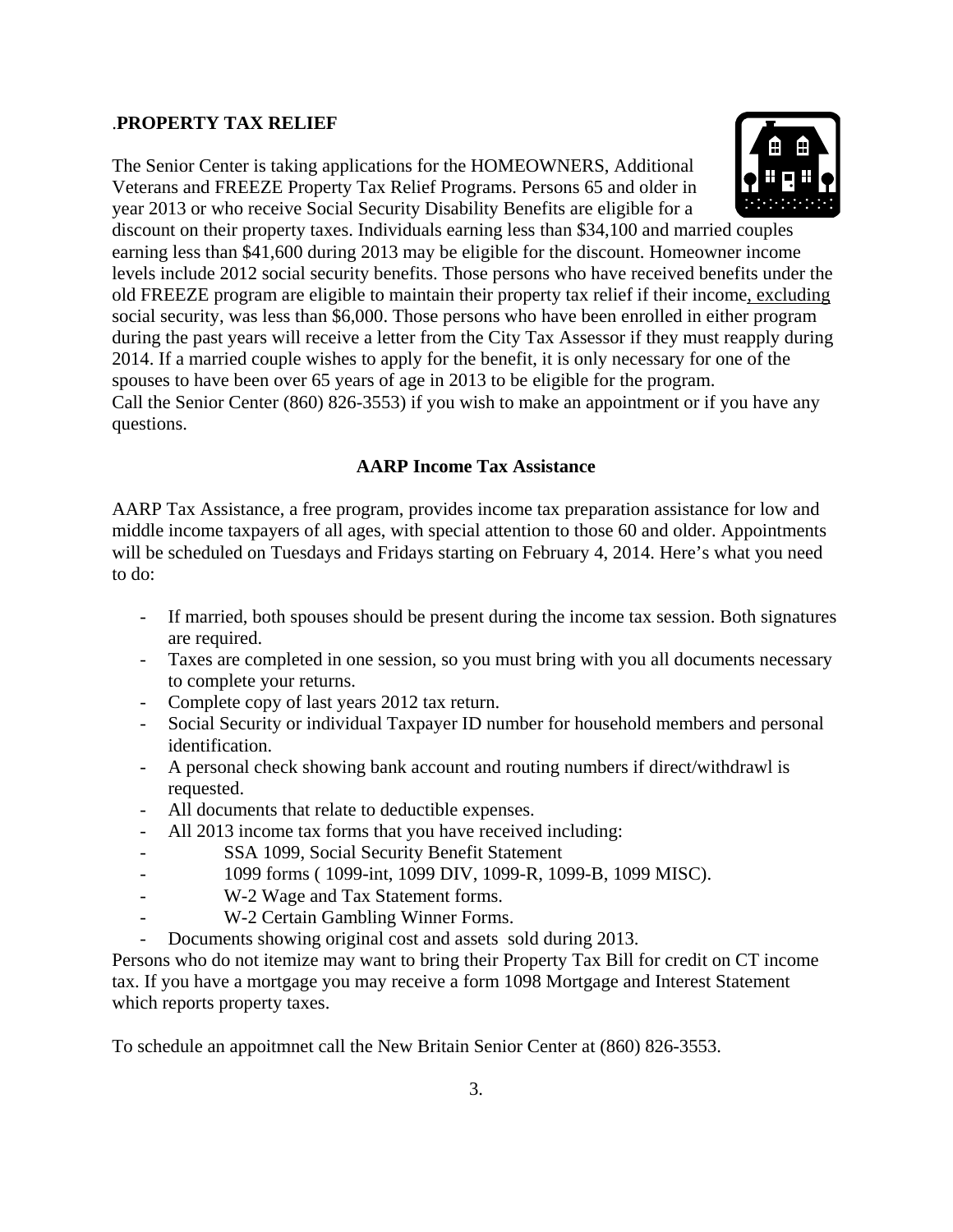.**PROPERTY TAX RELIEF**

The Senior Center is taking applications for the HOMEOWNERS, Additional Veterans and FREEZE Property Tax Relief Programs. Persons 65 and older in year 2013 or who receive Social Security Disability Benefits are eligible for a discount on their property taxes. Individuals earning less than $34,100 and married couples earning less than $41,600 during 2013 may be eligible for the discount. Homeowner income levels include 2012 social security benefits. Those persons who have received benefits under the old FREEZE program are eligible to maintain their property tax relief if their income, excluding social security, was less than $6,000. Those persons who have been enrolled in either program during the past years will receive a letter from the City Tax Assessor if they must reapply during 2014. If a married couple wishes to apply for the benefit, it is only necessary for one of the spouses to have been over 65 years of age in 2013 to be eligible for the program.
Call the Senior Center (860) 826-3553) if you wish to make an appointment or if you have any questions.

**AARP Income Tax Assistance**

AARP Tax Assistance, a free program, provides income tax preparation assistance for low and middle income taxpayers of all ages, with special attention to those 60 and older. Appointments will be scheduled on Tuesdays and Fridays starting on February 4, 2014. Here's what you need to do:

- If married, both spouses should be present during the income tax session. Both signatures are required.
- Taxes are completed in one session, so you must bring with you all documents necessary to complete your returns.
- Complete copy of last years 2012 tax return.
- Social Security or individual Taxpayer ID number for household members and personal identification.
- A personal check showing bank account and routing numbers if direct/withdrawl is requested.
- All documents that relate to deductible expenses.
- All 2013 income tax forms that you have received including:
  - SSA 1099, Social Security Benefit Statement
  - 1099 forms ( 1099-int, 1099 DIV, 1099-R, 1099-B, 1099 MISC).
  - W-2 Wage and Tax Statement forms.
  - W-2 Certain Gambling Winner Forms.
- Documents showing original cost and assets sold during 2013.

Persons who do not itemize may want to bring their Property Tax Bill for credit on CT income tax. If you have a mortgage you may receive a form 1098 Mortgage and Interest Statement which reports property taxes.

To schedule an appoitmnet call the New Britain Senior Center at (860) 826-3553.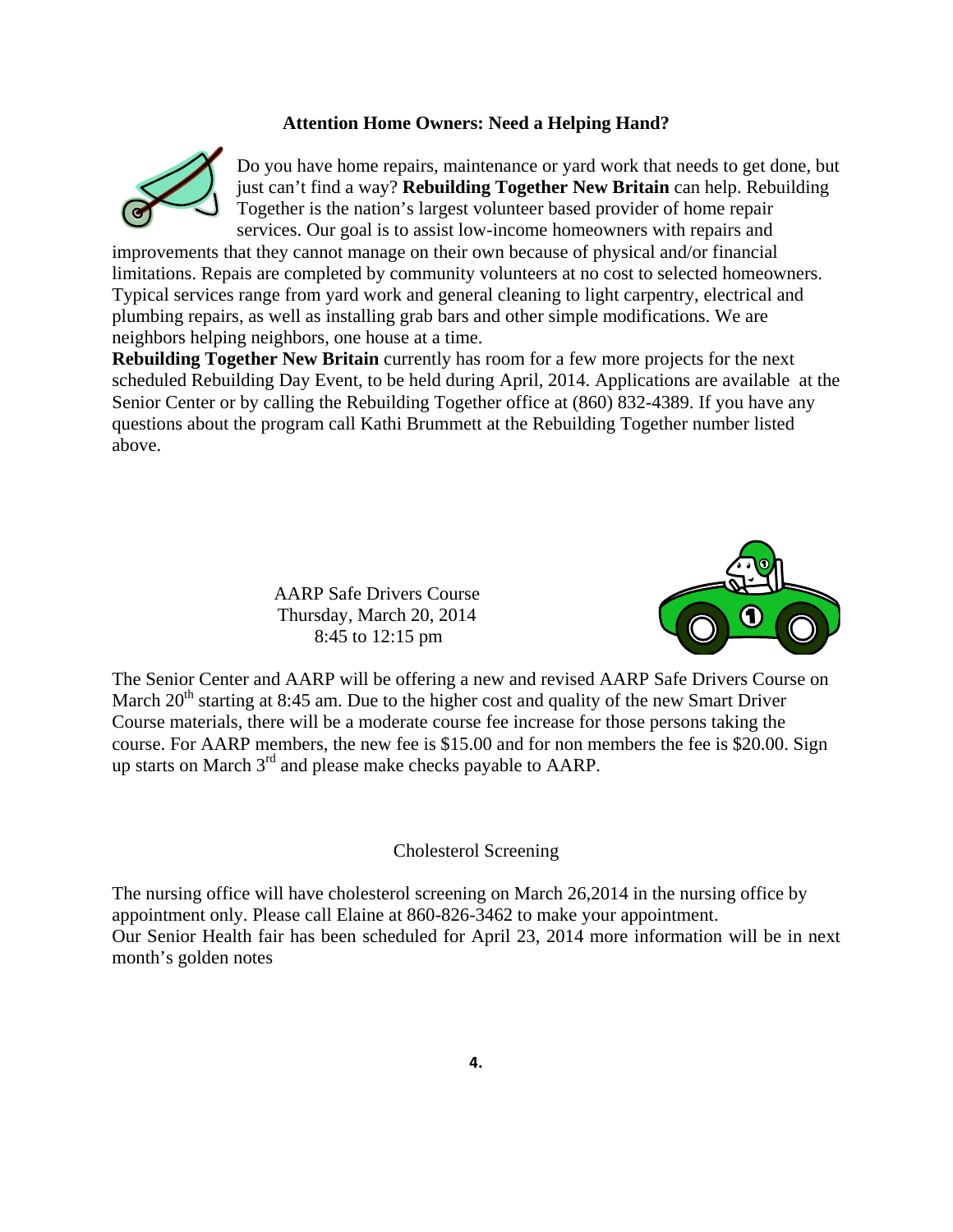**Attention Home Owners: Need a Helping Hand?**

Do you have home repairs, maintenance or yard work that needs to get done, but just can't find a way? **Rebuilding Together New Britain** can help. Rebuilding Together is the nation's largest volunteer based provider of home repair services. Our goal is to assist low-income homeowners with repairs and improvements that they cannot manage on their own because of physical and/or financial limitations. Repais are completed by community volunteers at no cost to selected homeowners. Typical services range from yard work and general cleaning to light carpentry, electrical and plumbing repairs, as well as installing grab bars and other simple modifications. We are neighbors helping neighbors, one house at a time.

**Rebuilding Together New Britain** currently has room for a few more projects for the next scheduled Rebuilding Day Event, to be held during April, 2014. Applications are available at the Senior Center or by calling the Rebuilding Together office at (860) 832-4389. If you have any questions about the program call Kathi Brummett at the Rebuilding Together number listed above.

AARP Safe Drivers Course
Thursday, March 20, 2014
8:45 to 12:15 pm

The Senior Center and AARP will be offering a new and revised AARP Safe Drivers Course on March 20th starting at 8:45 am. Due to the higher cost and quality of the new Smart Driver Course materials, there will be a moderate course fee increase for those persons taking the course. For AARP members, the new fee is $15.00 and for non members the fee is $20.00. Sign up starts on March 3rd and please make checks payable to AARP.

Cholesterol Screening

The nursing office will have cholesterol screening on March 26,2014 in the nursing office by appointment only. Please call Elaine at 860-826-3462 to make your appointment.
Our Senior Health fair has been scheduled for April 23, 2014 more information will be in next month's golden notes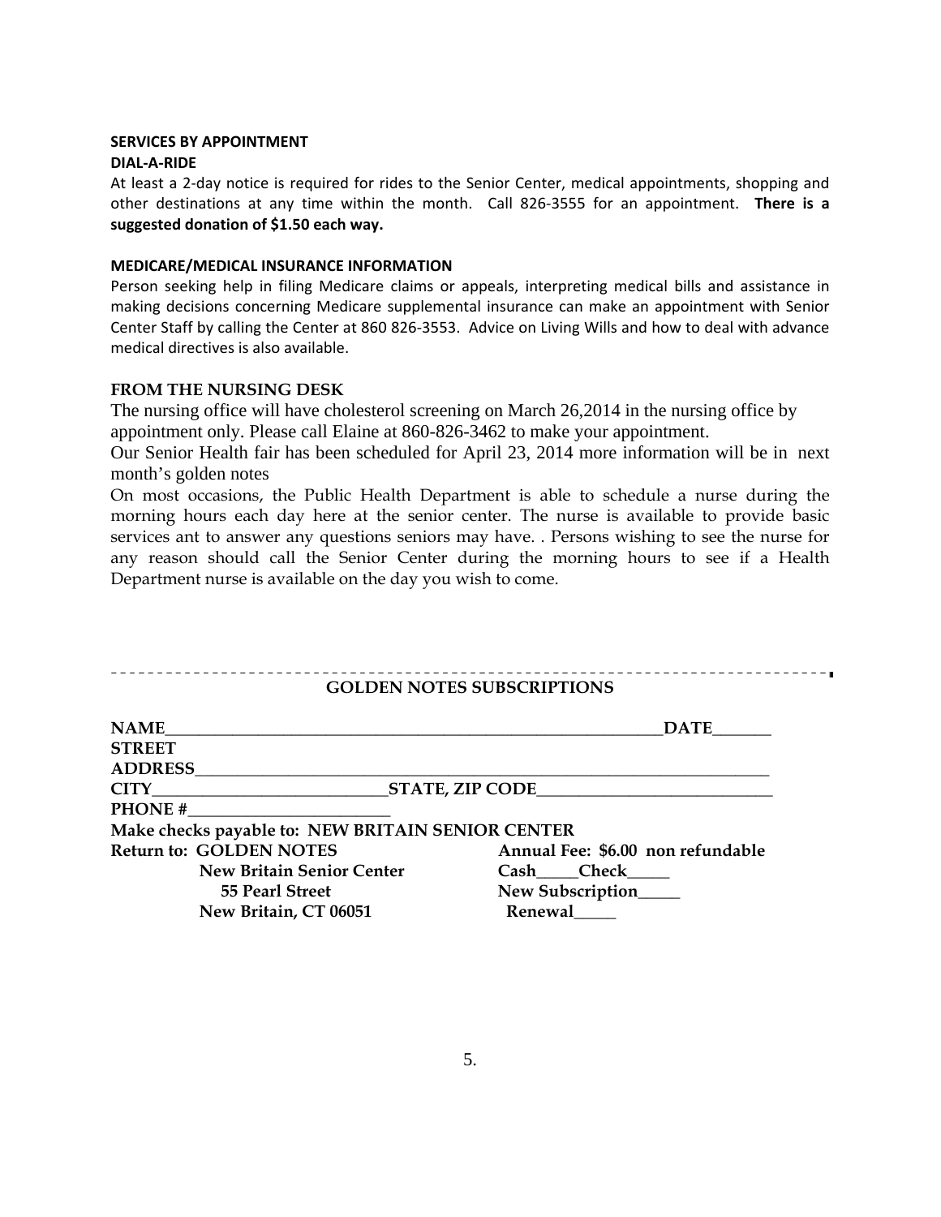## SERVICES BY APPOINTMENT

### DIAL-A-RIDE

At least a 2-day notice is required for rides to the Senior Center, medical appointments, shopping and other destinations at any time within the month. Call 826-3555 for an appointment. **There is a suggested donation of $1.50 each way.**

### MEDICARE/MEDICAL INSURANCE INFORMATION

Person seeking help in filing Medicare claims or appeals, interpreting medical bills and assistance in making decisions concerning Medicare supplemental insurance can make an appointment with Senior Center Staff by calling the Center at 860 826-3553. Advice on Living Wills and how to deal with advance medical directives is also available.

### FROM THE NURSING DESK

The nursing office will have cholesterol screening on March 26,2014 in the nursing office by appointment only. Please call Elaine at 860-826-3462 to make your appointment.

Our Senior Health fair has been scheduled for April 23, 2014 more information will be in next month's golden notes

On most occasions, the Public Health Department is able to schedule a nurse during the morning hours each day here at the senior center. The nurse is available to provide basic services ant to answer any questions seniors may have. . Persons wishing to see the nurse for any reason should call the Senior Center during the morning hours to see if a Health Department nurse is available on the day you wish to come.

---

### GOLDEN NOTES SUBSCRIPTIONS

**NAME**_______________________________________________________**DATE**______

**STREET ADDRESS**_______________________________________________________________

**CITY**_________________________**STATE, ZIP CODE**_________________________

**PHONE #**______________________

**Make checks payable to: NEW BRITAIN SENIOR CENTER**

**Return to: GOLDEN NOTES**
**New Britain Senior Center**
**55 Pearl Street**
**New Britain, CT 06051**

**Annual Fee: $6.00 non refundable**
**Cash_____Check_____**
**New Subscription_____**
**Renewal_____**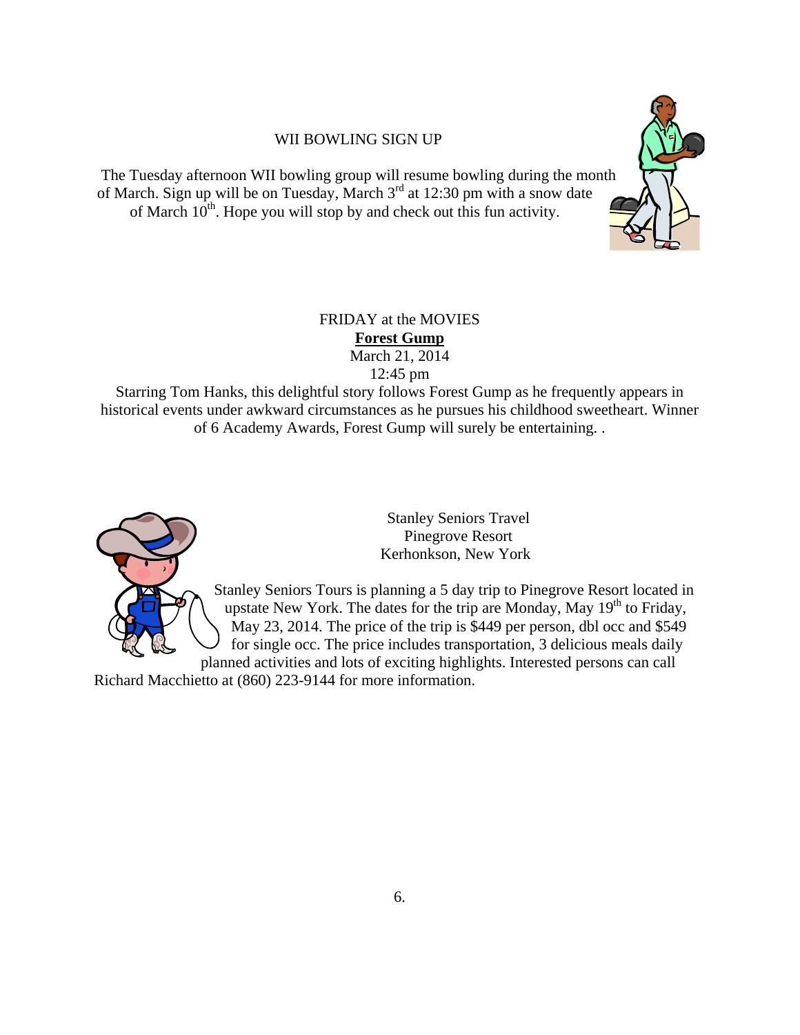## WII BOWLING SIGN UP

The Tuesday afternoon WII bowling group will resume bowling during the month of March. Sign up will be on Tuesday, March 3rd at 12:30 pm with a snow date of March 10th. Hope you will stop by and check out this fun activity.

## FRIDAY at the MOVIES

**Forest Gump**

March 21, 2014

12:45 pm

Starring Tom Hanks, this delightful story follows Forest Gump as he frequently appears in historical events under awkward circumstances as he pursues his childhood sweetheart. Winner of 6 Academy Awards, Forest Gump will surely be entertaining. .

## Stanley Seniors Travel
## Pinegrove Resort
## Kerhonkson, New York

Stanley Seniors Tours is planning a 5 day trip to Pinegrove Resort located in upstate New York. The dates for the trip are Monday, May 19th to Friday, May 23, 2014. The price of the trip is $449 per person, dbl occ and $549 for single occ. The price includes transportation, 3 delicious meals daily planned activities and lots of exciting highlights. Interested persons can call Richard Macchietto at (860) 223-9144 for more information.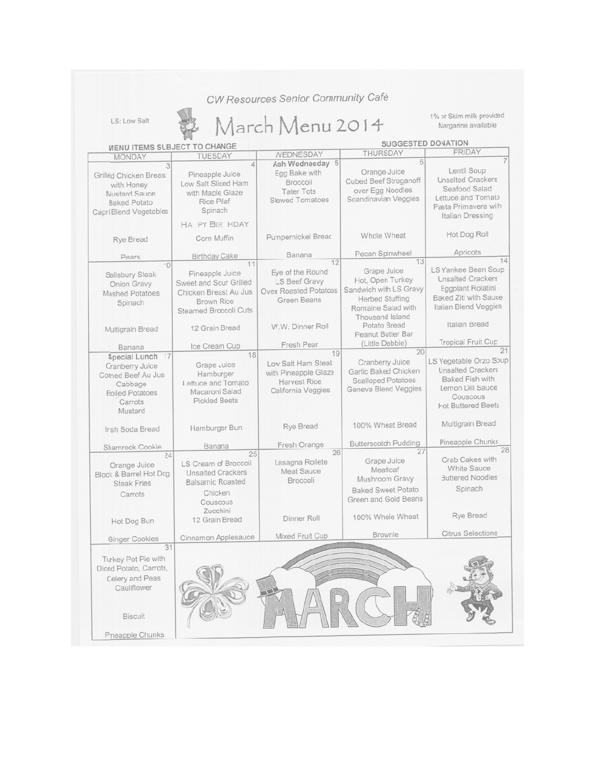# CW Resources Senior Community Café

LS: Low Salt

## March Menu 2014

1% or Skim milk provided
Margarine available

MENU ITEMS SUBJECT TO CHANGE

SUGGESTED DONATION

| MONDAY | TUESDAY | WEDNESDAY | THURSDAY | FRIDAY |
|---|---|---|---|---|
| 3<br>Grilled Chicken Breast with Honey Mustard Sauce<br>Baked Potato<br>Capri Blend Vegetables<br><br>Rye Bread<br><br>Pears | 4<br>Pineapple Juice<br>Low Salt Sliced Ham with Maple Glaze<br>Rice Pilaf<br>Spinach<br>HAPPY BIRTHDAY<br>Corn Muffin<br><br>Birthday Cake | **Ash Wednesday** 5<br>Egg Bake with Broccoli<br>Tater Tots<br>Stewed Tomatoes<br><br>Pumpernickel Bread<br><br>Banana | 6<br>Orange Juice<br>Cubed Beef Stroganoff over Egg Noodles<br>Scandinavian Veggies<br><br>Whole Wheat<br><br>Pecan Spinwheel | 7<br>Lentil Soup<br>Unsalted Crackers<br>Seafood Salad<br>Lettuce and Tomato<br>Pasta Primavera with Italian Dressing<br><br>Hot Dog Roll<br><br>Apricots |
| 10<br>Salisbury Steak<br>Onion Gravy<br>Mashed Potatoes<br>Spinach<br><br>Multigrain Bread<br><br>Banana | 11<br>Pineapple Juice<br>Sweet and Sour Grilled Chicken Breast Au Jus<br>Brown Rice<br>Steamed Broccoli Cuts<br><br>12 Grain Bread<br><br>Ice Cream Cup | 12<br>Eye of the Round<br>LS Beef Gravy<br>Oven Roasted Potatoes<br>Green Beans<br><br>W.W. Dinner Roll<br><br>Fresh Pear | 13<br>Grape Juice<br>Hot, Open Turkey Sandwich with LS Gravy<br>Herbed Stuffing<br>Romaine Salad with Thousand Island<br>Potato Bread<br>Peanut Butter Bar (Little Debbie) | 14<br>LS Yankee Bean Soup<br>Unsalted Crackers<br>Eggplant Rolatini<br>Baked Ziti with Sauce<br>Italian Blend Veggies<br><br>Italian Bread<br><br>Tropical Fruit Cup |
| **Special Lunch** 17<br>Cranberry Juice<br>Corned Beef Au Jus<br>Cabbage<br>Boiled Potatoes<br>Carrots<br>Mustard<br><br>Irish Soda Bread<br><br>Shamrock Cookie | 18<br>Grape Juice<br>Hamburger<br>Lettuce and Tomato<br>Macaroni Salad<br>Pickled Beets<br><br>Hamburger Bun<br><br>Banana | 19<br>Low Salt Ham Steak with Pineapple Glaze<br>Harvest Rice<br>California Veggies<br><br>Rye Bread<br><br>Fresh Orange | 20<br>Cranberry Juice<br>Garlic Baked Chicken<br>Scalloped Potatoes<br>Geneva Blend Veggies<br><br>100% Wheat Bread<br><br>Butterscotch Pudding | 21<br>LS Vegetable Orzo Soup<br>Unsalted Crackers<br>Baked Fish with Lemon Dill Sauce<br>Couscous<br>Hot Buttered Beets<br><br>Multigrain Bread<br><br>Pineapple Chunks |
| 24<br>Orange Juice<br>Block & Barrel Hot Dog<br>Steak Fries<br>Carrots<br><br>Hot Dog Bun<br><br>Ginger Cookies | 25<br>LS Cream of Broccoli<br>Unsalted Crackers<br>Balsamic Roasted Chicken<br>Couscous<br>Zucchini<br>12 Grain Bread<br><br>Cinnamon Applesauce | 26<br>Lasagna Rollete<br>Meat Sauce<br>Broccoli<br><br>Dinner Roll<br><br>Mixed Fruit Cup | 27<br>Grape Juice<br>Meatloaf<br>Mushroom Gravy<br>Baked Sweet Potato<br>Green and Gold Beans<br><br>100% Whole Wheat<br><br>Brownie | 28<br>Crab Cakes with White Sauce<br>Buttered Noodles<br>Spinach<br><br>Rye Bread<br><br>Citrus Selections |
| 31<br>Turkey Pot Pie with Diced Potato, Carrots, Celery and Peas<br>Cauliflower<br><br>Biscuit<br><br>Pineapple Chunks | | | | |

MARCH